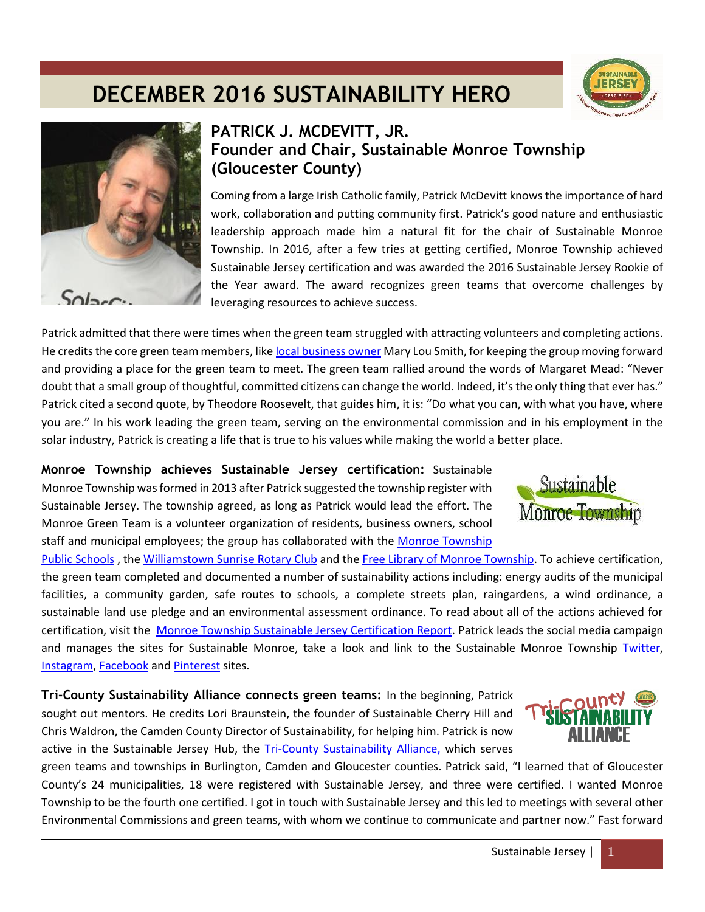# DECEMBER 2016 SUSTAINABILITY HERO

## PATRICK J. MCDEVITT, JR.
## Founder and Chair, Sustainable Monroe Township (Gloucester County)

Coming from a large Irish Catholic family, Patrick McDevitt knows the importance of hard work, collaboration and putting community first. Patrick's good nature and enthusiastic leadership approach made him a natural fit for the chair of Sustainable Monroe Township. In 2016, after a few tries at getting certified, Monroe Township achieved Sustainable Jersey certification and was awarded the 2016 Sustainable Jersey Rookie of the Year award. The award recognizes green teams that overcome challenges by leveraging resources to achieve success.

Patrick admitted that there were times when the green team struggled with attracting volunteers and completing actions. He credits the core green team members, like local business owner Mary Lou Smith, for keeping the group moving forward and providing a place for the green team to meet. The green team rallied around the words of Margaret Mead: "Never doubt that a small group of thoughtful, committed citizens can change the world. Indeed, it's the only thing that ever has." Patrick cited a second quote, by Theodore Roosevelt, that guides him, it is: "Do what you can, with what you have, where you are." In his work leading the green team, serving on the environmental commission and in his employment in the solar industry, Patrick is creating a life that is true to his values while making the world a better place.

**Monroe Township achieves Sustainable Jersey certification:** Sustainable Monroe Township was formed in 2013 after Patrick suggested the township register with Sustainable Jersey. The township agreed, as long as Patrick would lead the effort. The Monroe Green Team is a volunteer organization of residents, business owners, school staff and municipal employees; the group has collaborated with the Monroe Township Public Schools , the Williamstown Sunrise Rotary Club and the Free Library of Monroe Township. To achieve certification, the green team completed and documented a number of sustainability actions including: energy audits of the municipal facilities, a community garden, safe routes to schools, a complete streets plan, raingardens, a wind ordinance, a sustainable land use pledge and an environmental assessment ordinance. To read about all of the actions achieved for certification, visit the Monroe Township Sustainable Jersey Certification Report. Patrick leads the social media campaign and manages the sites for Sustainable Monroe, take a look and link to the Sustainable Monroe Township Twitter, Instagram, Facebook and Pinterest sites.

**Tri-County Sustainability Alliance connects green teams:** In the beginning, Patrick sought out mentors. He credits Lori Braunstein, the founder of Sustainable Cherry Hill and Chris Waldron, the Camden County Director of Sustainability, for helping him. Patrick is now active in the Sustainable Jersey Hub, the Tri-County Sustainability Alliance, which serves green teams and townships in Burlington, Camden and Gloucester counties. Patrick said, "I learned that of Gloucester County's 24 municipalities, 18 were registered with Sustainable Jersey, and three were certified. I wanted Monroe Township to be the fourth one certified. I got in touch with Sustainable Jersey and this led to meetings with several other Environmental Commissions and green teams, with whom we continue to communicate and partner now." Fast forward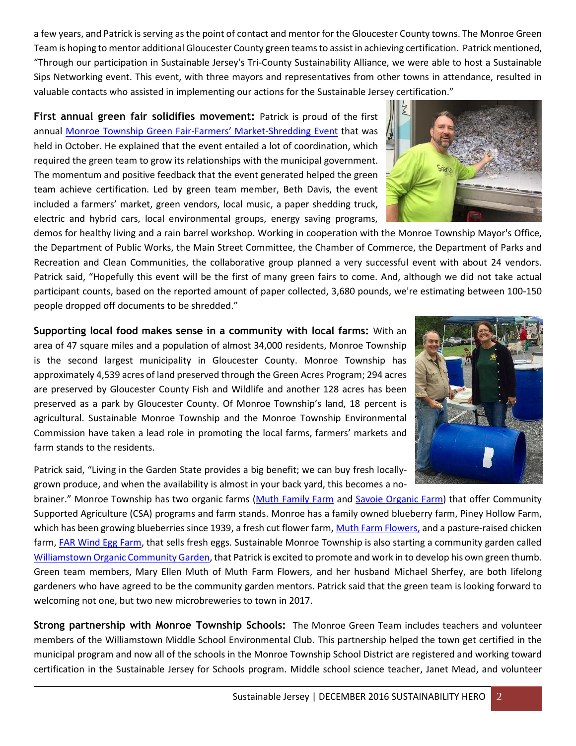a few years, and Patrick is serving as the point of contact and mentor for the Gloucester County towns. The Monroe Green Team is hoping to mentor additional Gloucester County green teams to assist in achieving certification. Patrick mentioned, "Through our participation in Sustainable Jersey's Tri-County Sustainability Alliance, we were able to host a Sustainable Sips Networking event. This event, with three mayors and representatives from other towns in attendance, resulted in valuable contacts who assisted in implementing our actions for the Sustainable Jersey certification."

**First annual green fair solidifies movement:** Patrick is proud of the first annual Monroe Township Green Fair-Farmers' Market-Shredding Event that was held in October. He explained that the event entailed a lot of coordination, which required the green team to grow its relationships with the municipal government. The momentum and positive feedback that the event generated helped the green team achieve certification. Led by green team member, Beth Davis, the event included a farmers' market, green vendors, local music, a paper shedding truck, electric and hybrid cars, local environmental groups, energy saving programs, demos for healthy living and a rain barrel workshop. Working in cooperation with the Monroe Township Mayor's Office, the Department of Public Works, the Main Street Committee, the Chamber of Commerce, the Department of Parks and Recreation and Clean Communities, the collaborative group planned a very successful event with about 24 vendors. Patrick said, "Hopefully this event will be the first of many green fairs to come. And, although we did not take actual participant counts, based on the reported amount of paper collected, 3,680 pounds, we're estimating between 100-150 people dropped off documents to be shredded."

**Supporting local food makes sense in a community with local farms:** With an area of 47 square miles and a population of almost 34,000 residents, Monroe Township is the second largest municipality in Gloucester County. Monroe Township has approximately 4,539 acres of land preserved through the Green Acres Program; 294 acres are preserved by Gloucester County Fish and Wildlife and another 128 acres has been preserved as a park by Gloucester County. Of Monroe Township's land, 18 percent is agricultural. Sustainable Monroe Township and the Monroe Township Environmental Commission have taken a lead role in promoting the local farms, farmers' markets and farm stands to the residents.

Patrick said, "Living in the Garden State provides a big benefit; we can buy fresh locally-grown produce, and when the availability is almost in your back yard, this becomes a no-brainer." Monroe Township has two organic farms (Muth Family Farm and Savoie Organic Farm) that offer Community Supported Agriculture (CSA) programs and farm stands. Monroe has a family owned blueberry farm, Piney Hollow Farm, which has been growing blueberries since 1939, a fresh cut flower farm, Muth Farm Flowers, and a pasture-raised chicken farm, FAR Wind Egg Farm, that sells fresh eggs. Sustainable Monroe Township is also starting a community garden called Williamstown Organic Community Garden, that Patrick is excited to promote and work in to develop his own green thumb. Green team members, Mary Ellen Muth of Muth Farm Flowers, and her husband Michael Sherfey, are both lifelong gardeners who have agreed to be the community garden mentors. Patrick said that the green team is looking forward to welcoming not one, but two new microbreweries to town in 2017.

**Strong partnership with Monroe Township Schools:** The Monroe Green Team includes teachers and volunteer members of the Williamstown Middle School Environmental Club. This partnership helped the town get certified in the municipal program and now all of the schools in the Monroe Township School District are registered and working toward certification in the Sustainable Jersey for Schools program. Middle school science teacher, Janet Mead, and volunteer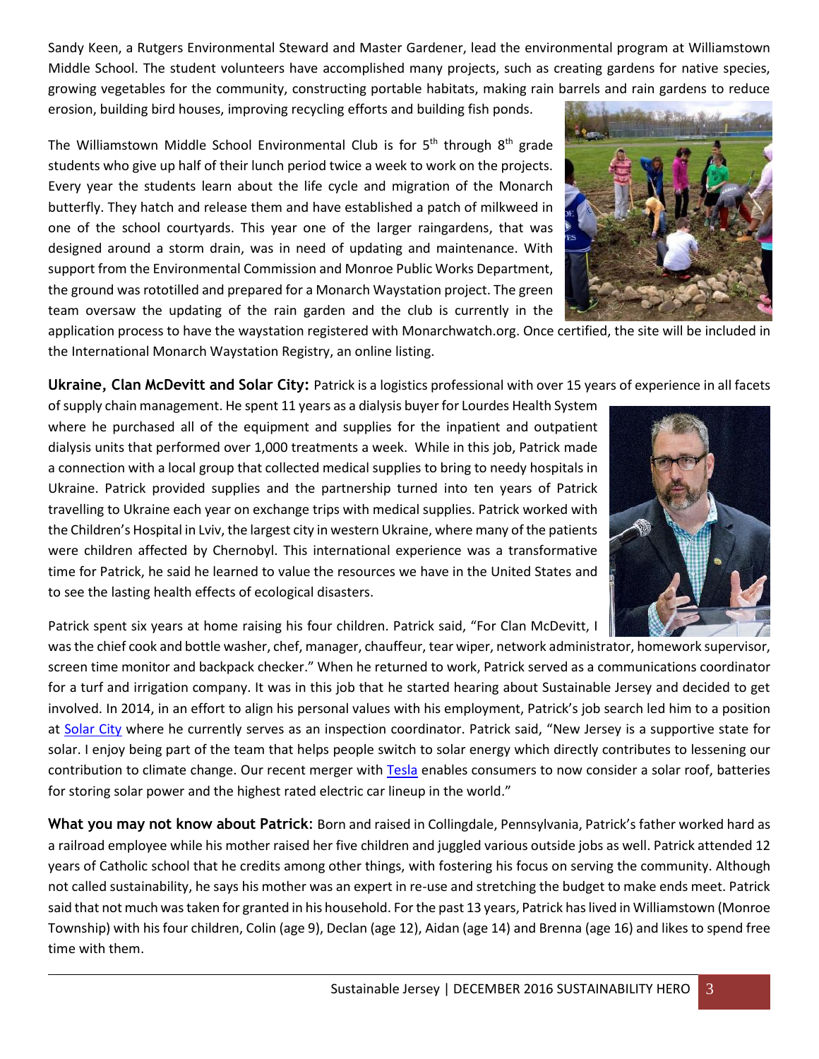Sandy Keen, a Rutgers Environmental Steward and Master Gardener, lead the environmental program at Williamstown Middle School. The student volunteers have accomplished many projects, such as creating gardens for native species, growing vegetables for the community, constructing portable habitats, making rain barrels and rain gardens to reduce erosion, building bird houses, improving recycling efforts and building fish ponds.

The Williamstown Middle School Environmental Club is for 5th through 8th grade students who give up half of their lunch period twice a week to work on the projects. Every year the students learn about the life cycle and migration of the Monarch butterfly. They hatch and release them and have established a patch of milkweed in one of the school courtyards. This year one of the larger raingardens, that was designed around a storm drain, was in need of updating and maintenance. With support from the Environmental Commission and Monroe Public Works Department, the ground was rototilled and prepared for a Monarch Waystation project. The green team oversaw the updating of the rain garden and the club is currently in the application process to have the waystation registered with Monarchwatch.org. Once certified, the site will be included in the International Monarch Waystation Registry, an online listing.

**Ukraine, Clan McDevitt and Solar City:** Patrick is a logistics professional with over 15 years of experience in all facets of supply chain management. He spent 11 years as a dialysis buyer for Lourdes Health System where he purchased all of the equipment and supplies for the inpatient and outpatient dialysis units that performed over 1,000 treatments a week. While in this job, Patrick made a connection with a local group that collected medical supplies to bring to needy hospitals in Ukraine. Patrick provided supplies and the partnership turned into ten years of Patrick travelling to Ukraine each year on exchange trips with medical supplies. Patrick worked with the Children's Hospital in Lviv, the largest city in western Ukraine, where many of the patients were children affected by Chernobyl. This international experience was a transformative time for Patrick, he said he learned to value the resources we have in the United States and to see the lasting health effects of ecological disasters.

Patrick spent six years at home raising his four children. Patrick said, "For Clan McDevitt, I was the chief cook and bottle washer, chef, manager, chauffeur, tear wiper, network administrator, homework supervisor, screen time monitor and backpack checker." When he returned to work, Patrick served as a communications coordinator for a turf and irrigation company. It was in this job that he started hearing about Sustainable Jersey and decided to get involved. In 2014, in an effort to align his personal values with his employment, Patrick's job search led him to a position at [Solar City](#) where he currently serves as an inspection coordinator. Patrick said, "New Jersey is a supportive state for solar. I enjoy being part of the team that helps people switch to solar energy which directly contributes to lessening our contribution to climate change. Our recent merger with [Tesla](#) enables consumers to now consider a solar roof, batteries for storing solar power and the highest rated electric car lineup in the world."

**What you may not know about Patrick:** Born and raised in Collingdale, Pennsylvania, Patrick's father worked hard as a railroad employee while his mother raised her five children and juggled various outside jobs as well. Patrick attended 12 years of Catholic school that he credits among other things, with fostering his focus on serving the community. Although not called sustainability, he says his mother was an expert in re-use and stretching the budget to make ends meet. Patrick said that not much was taken for granted in his household. For the past 13 years, Patrick has lived in Williamstown (Monroe Township) with his four children, Colin (age 9), Declan (age 12), Aidan (age 14) and Brenna (age 16) and likes to spend free time with them.